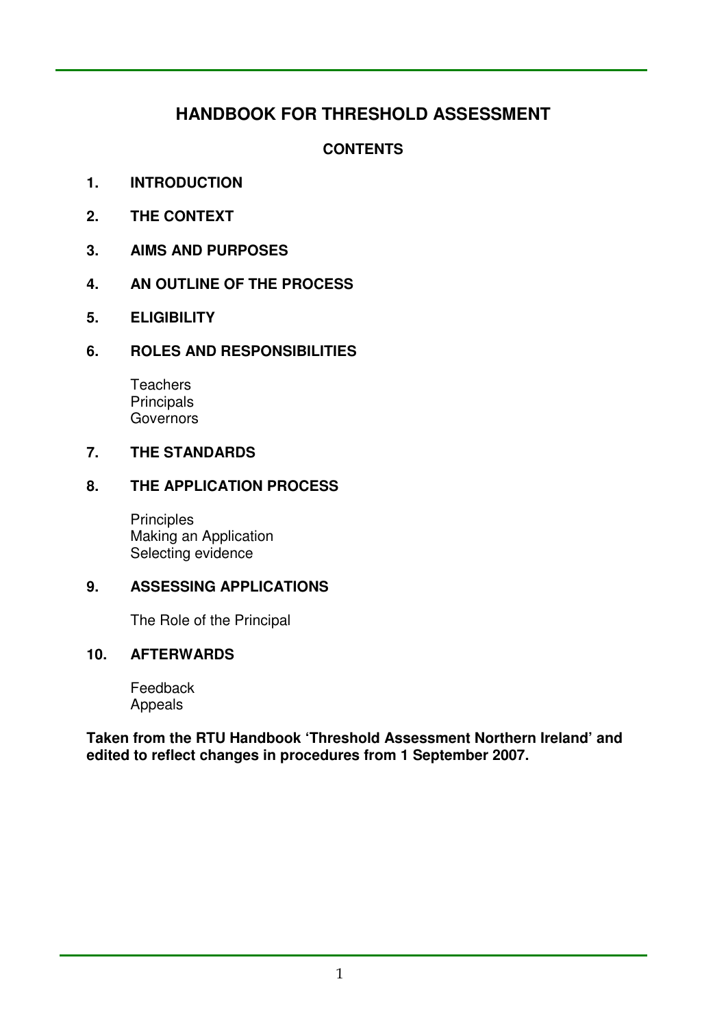# HANDBOOK FOR THRESHOLD ASSESSMENT

## CONTENTS

**1. INTRODUCTION**

**2. THE CONTEXT**

**3. AIMS AND PURPOSES**

**4. AN OUTLINE OF THE PROCESS**

**5. ELIGIBILITY**

**6. ROLES AND RESPONSIBILITIES**

Teachers
Principals
Governors

**7. THE STANDARDS**

**8. THE APPLICATION PROCESS**

Principles
Making an Application
Selecting evidence

**9. ASSESSING APPLICATIONS**

The Role of the Principal

**10. AFTERWARDS**

Feedback
Appeals

**Taken from the RTU Handbook 'Threshold Assessment Northern Ireland' and edited to reflect changes in procedures from 1 September 2007.**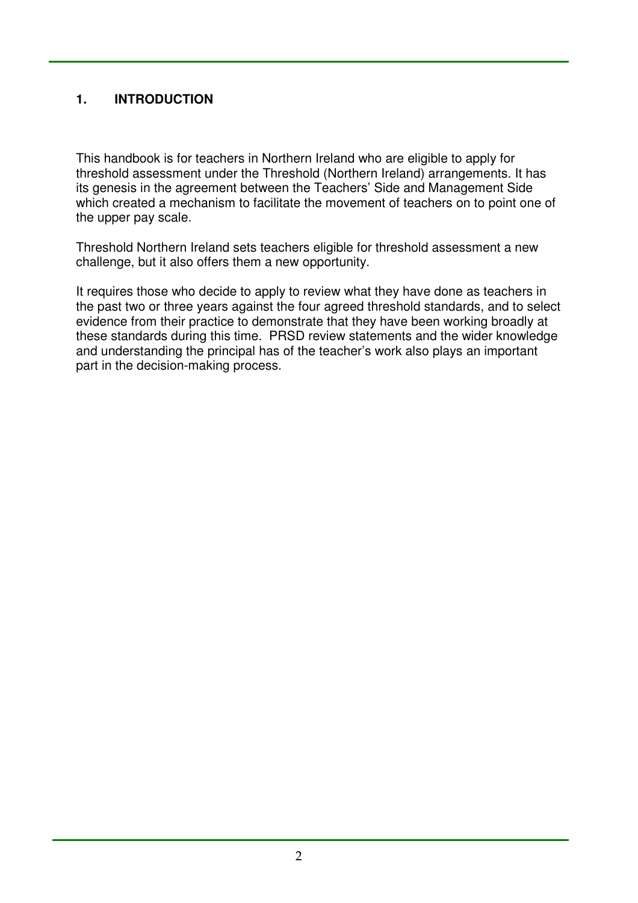## 1. INTRODUCTION

This handbook is for teachers in Northern Ireland who are eligible to apply for threshold assessment under the Threshold (Northern Ireland) arrangements. It has its genesis in the agreement between the Teachers' Side and Management Side which created a mechanism to facilitate the movement of teachers on to point one of the upper pay scale.

Threshold Northern Ireland sets teachers eligible for threshold assessment a new challenge, but it also offers them a new opportunity.

It requires those who decide to apply to review what they have done as teachers in the past two or three years against the four agreed threshold standards, and to select evidence from their practice to demonstrate that they have been working broadly at these standards during this time. PRSD review statements and the wider knowledge and understanding the principal has of the teacher's work also plays an important part in the decision-making process.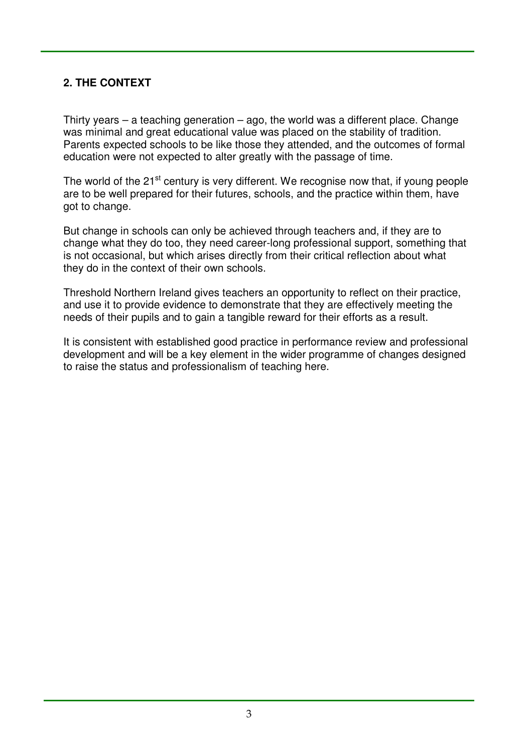## 2. THE CONTEXT

Thirty years – a teaching generation – ago, the world was a different place. Change was minimal and great educational value was placed on the stability of tradition. Parents expected schools to be like those they attended, and the outcomes of formal education were not expected to alter greatly with the passage of time.

The world of the 21st century is very different. We recognise now that, if young people are to be well prepared for their futures, schools, and the practice within them, have got to change.

But change in schools can only be achieved through teachers and, if they are to change what they do too, they need career-long professional support, something that is not occasional, but which arises directly from their critical reflection about what they do in the context of their own schools.

Threshold Northern Ireland gives teachers an opportunity to reflect on their practice, and use it to provide evidence to demonstrate that they are effectively meeting the needs of their pupils and to gain a tangible reward for their efforts as a result.

It is consistent with established good practice in performance review and professional development and will be a key element in the wider programme of changes designed to raise the status and professionalism of teaching here.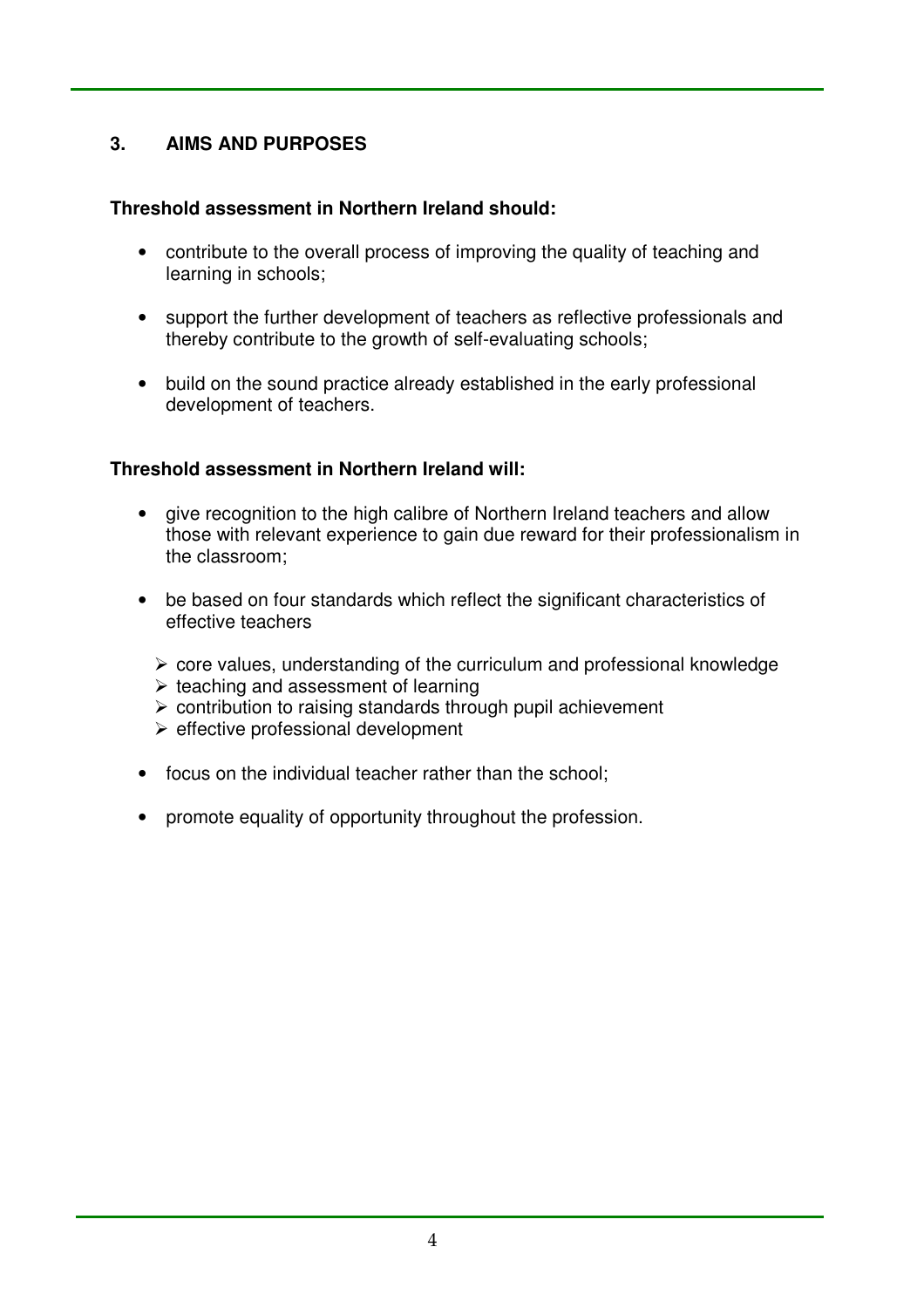## 3. AIMS AND PURPOSES

**Threshold assessment in Northern Ireland should:**

- contribute to the overall process of improving the quality of teaching and learning in schools;
- support the further development of teachers as reflective professionals and thereby contribute to the growth of self-evaluating schools;
- build on the sound practice already established in the early professional development of teachers.

**Threshold assessment in Northern Ireland will:**

- give recognition to the high calibre of Northern Ireland teachers and allow those with relevant experience to gain due reward for their professionalism in the classroom;
- be based on four standards which reflect the significant characteristics of effective teachers
  - core values, understanding of the curriculum and professional knowledge
  - teaching and assessment of learning
  - contribution to raising standards through pupil achievement
  - effective professional development
- focus on the individual teacher rather than the school;
- promote equality of opportunity throughout the profession.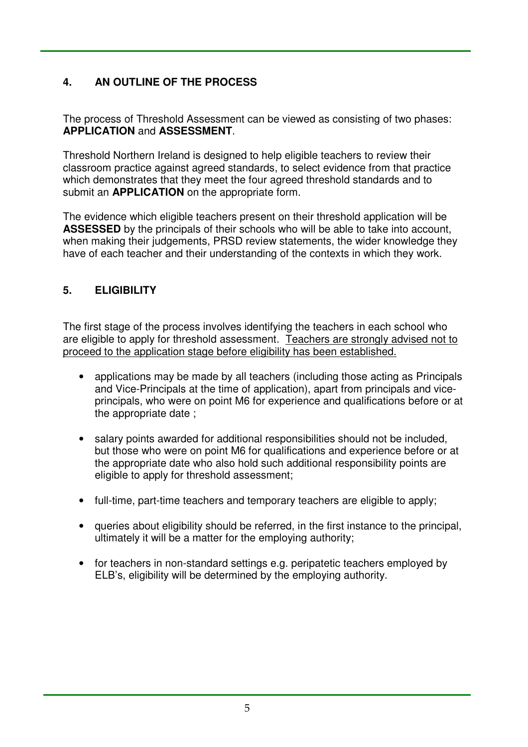## 4. AN OUTLINE OF THE PROCESS

The process of Threshold Assessment can be viewed as consisting of two phases: **APPLICATION** and **ASSESSMENT**.

Threshold Northern Ireland is designed to help eligible teachers to review their classroom practice against agreed standards, to select evidence from that practice which demonstrates that they meet the four agreed threshold standards and to submit an **APPLICATION** on the appropriate form.

The evidence which eligible teachers present on their threshold application will be **ASSESSED** by the principals of their schools who will be able to take into account, when making their judgements, PRSD review statements, the wider knowledge they have of each teacher and their understanding of the contexts in which they work.

## 5. ELIGIBILITY

The first stage of the process involves identifying the teachers in each school who are eligible to apply for threshold assessment. <u>Teachers are strongly advised not to proceed to the application stage before eligibility has been established.</u>

- applications may be made by all teachers (including those acting as Principals and Vice-Principals at the time of application), apart from principals and vice-principals, who were on point M6 for experience and qualifications before or at the appropriate date ;
- salary points awarded for additional responsibilities should not be included, but those who were on point M6 for qualifications and experience before or at the appropriate date who also hold such additional responsibility points are eligible to apply for threshold assessment;
- full-time, part-time teachers and temporary teachers are eligible to apply;
- queries about eligibility should be referred, in the first instance to the principal, ultimately it will be a matter for the employing authority;
- for teachers in non-standard settings e.g. peripatetic teachers employed by ELB's, eligibility will be determined by the employing authority.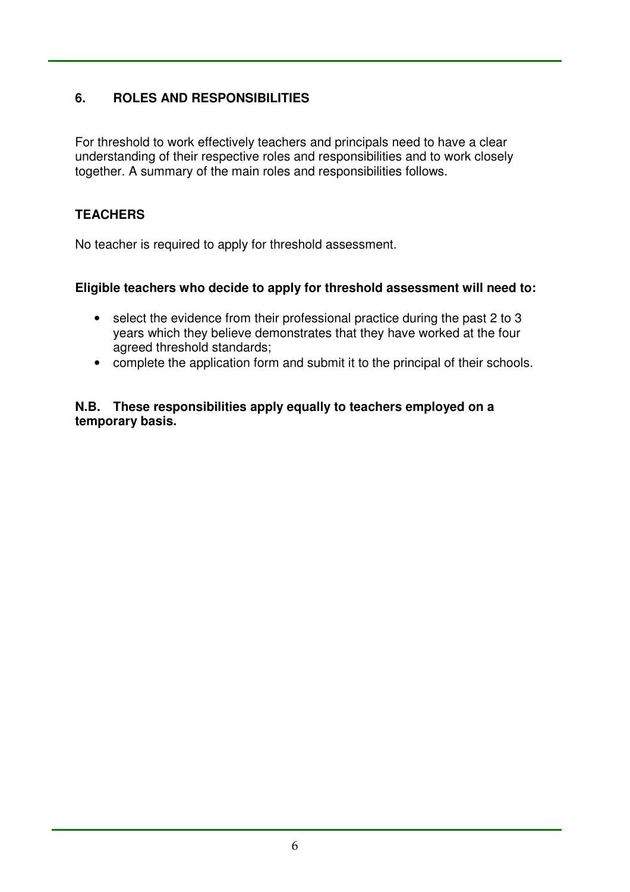## 6. ROLES AND RESPONSIBILITIES

For threshold to work effectively teachers and principals need to have a clear understanding of their respective roles and responsibilities and to work closely together. A summary of the main roles and responsibilities follows.

### TEACHERS

No teacher is required to apply for threshold assessment.

**Eligible teachers who decide to apply for threshold assessment will need to:**

- select the evidence from their professional practice during the past 2 to 3 years which they believe demonstrates that they have worked at the four agreed threshold standards;
- complete the application form and submit it to the principal of their schools.

**N.B. These responsibilities apply equally to teachers employed on a temporary basis.**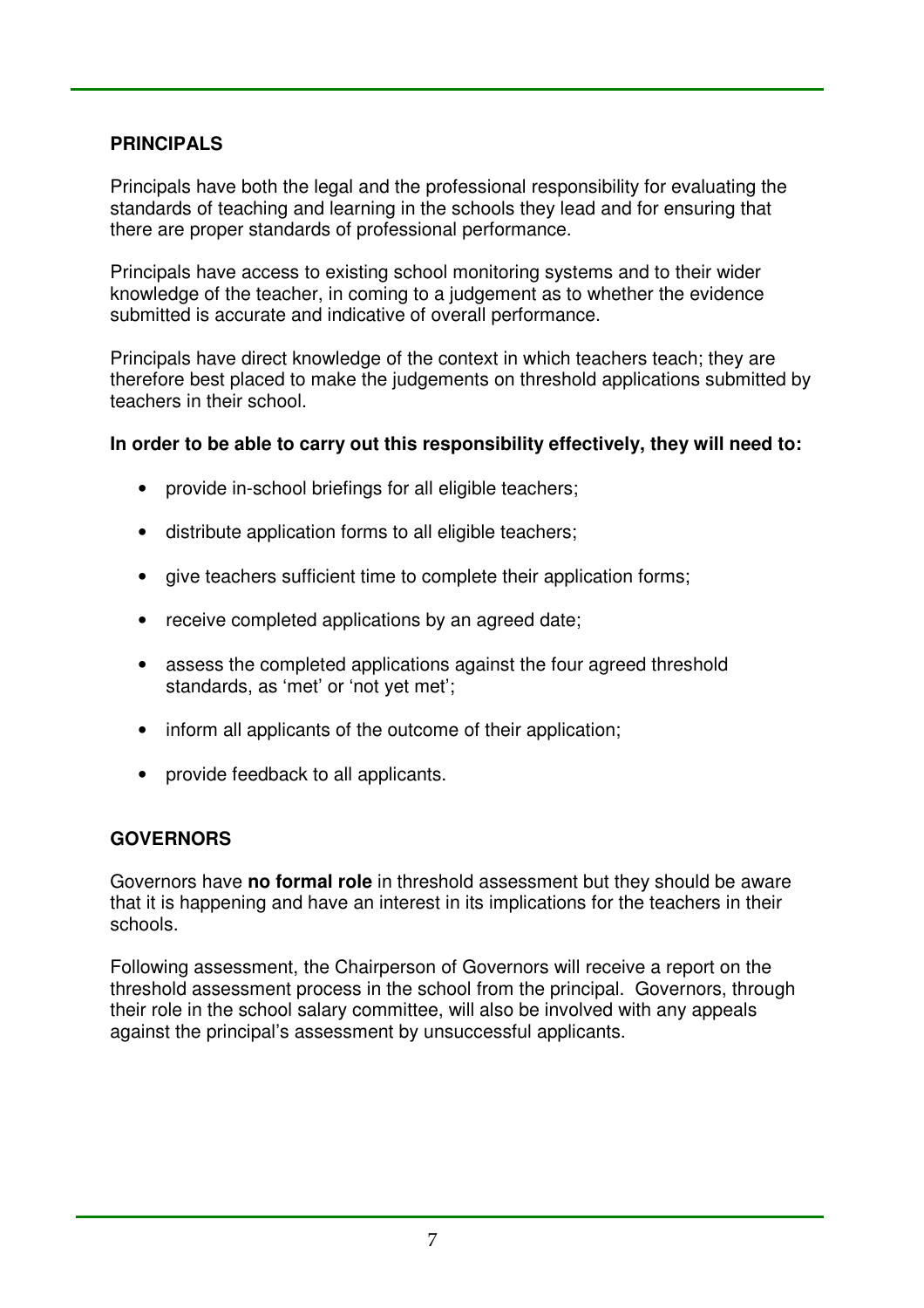## PRINCIPALS

Principals have both the legal and the professional responsibility for evaluating the standards of teaching and learning in the schools they lead and for ensuring that there are proper standards of professional performance.

Principals have access to existing school monitoring systems and to their wider knowledge of the teacher, in coming to a judgement as to whether the evidence submitted is accurate and indicative of overall performance.

Principals have direct knowledge of the context in which teachers teach; they are therefore best placed to make the judgements on threshold applications submitted by teachers in their school.

**In order to be able to carry out this responsibility effectively, they will need to:**

- provide in-school briefings for all eligible teachers;
- distribute application forms to all eligible teachers;
- give teachers sufficient time to complete their application forms;
- receive completed applications by an agreed date;
- assess the completed applications against the four agreed threshold standards, as 'met' or 'not yet met';
- inform all applicants of the outcome of their application;
- provide feedback to all applicants.

## GOVERNORS

Governors have **no formal role** in threshold assessment but they should be aware that it is happening and have an interest in its implications for the teachers in their schools.

Following assessment, the Chairperson of Governors will receive a report on the threshold assessment process in the school from the principal. Governors, through their role in the school salary committee, will also be involved with any appeals against the principal's assessment by unsuccessful applicants.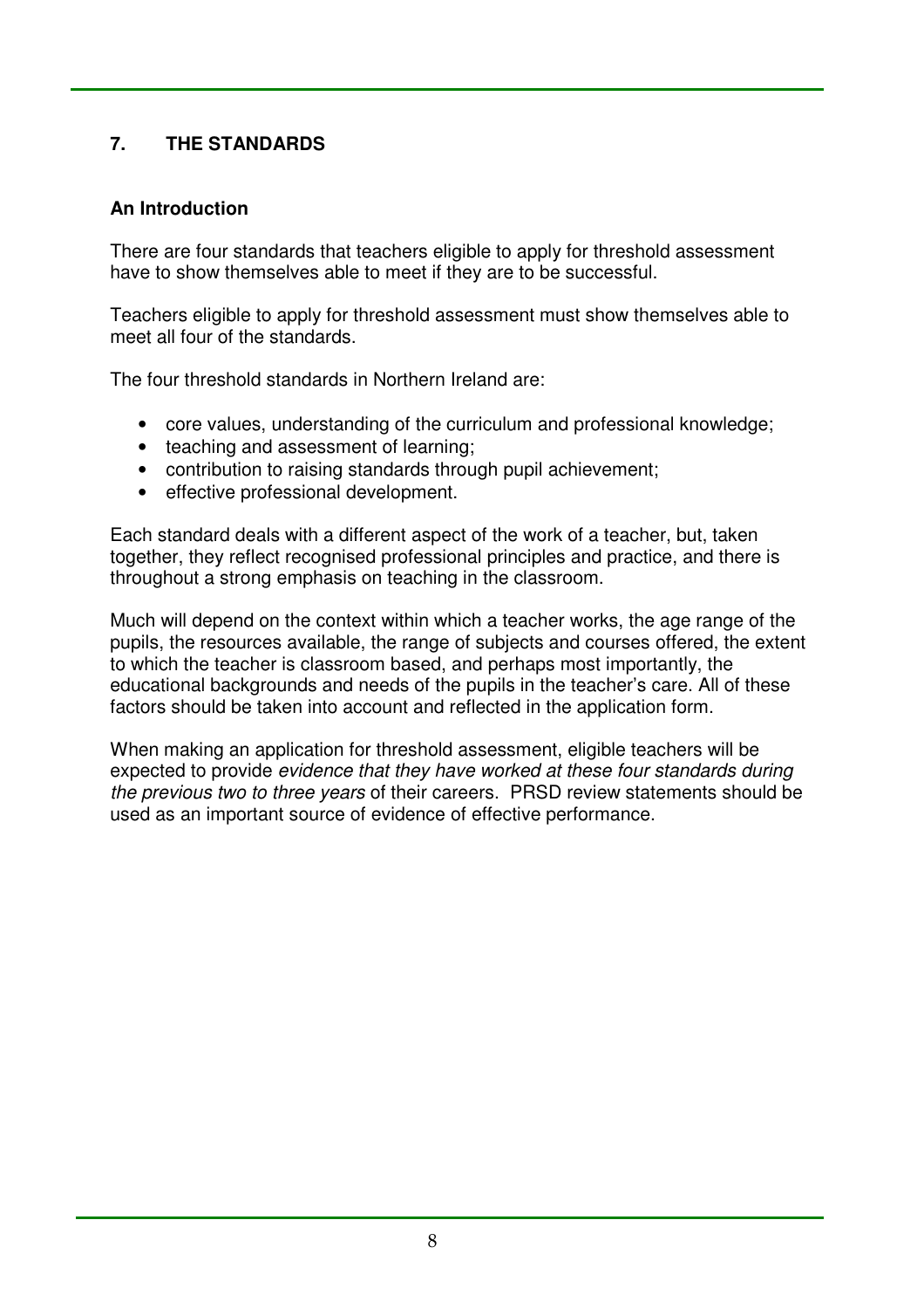## 7. THE STANDARDS

### An Introduction

There are four standards that teachers eligible to apply for threshold assessment have to show themselves able to meet if they are to be successful.

Teachers eligible to apply for threshold assessment must show themselves able to meet all four of the standards.

The four threshold standards in Northern Ireland are:

- core values, understanding of the curriculum and professional knowledge;
- teaching and assessment of learning;
- contribution to raising standards through pupil achievement;
- effective professional development.

Each standard deals with a different aspect of the work of a teacher, but, taken together, they reflect recognised professional principles and practice, and there is throughout a strong emphasis on teaching in the classroom.

Much will depend on the context within which a teacher works, the age range of the pupils, the resources available, the range of subjects and courses offered, the extent to which the teacher is classroom based, and perhaps most importantly, the educational backgrounds and needs of the pupils in the teacher's care. All of these factors should be taken into account and reflected in the application form.

When making an application for threshold assessment, eligible teachers will be expected to provide *evidence that they have worked at these four standards during the previous two to three years* of their careers. PRSD review statements should be used as an important source of evidence of effective performance.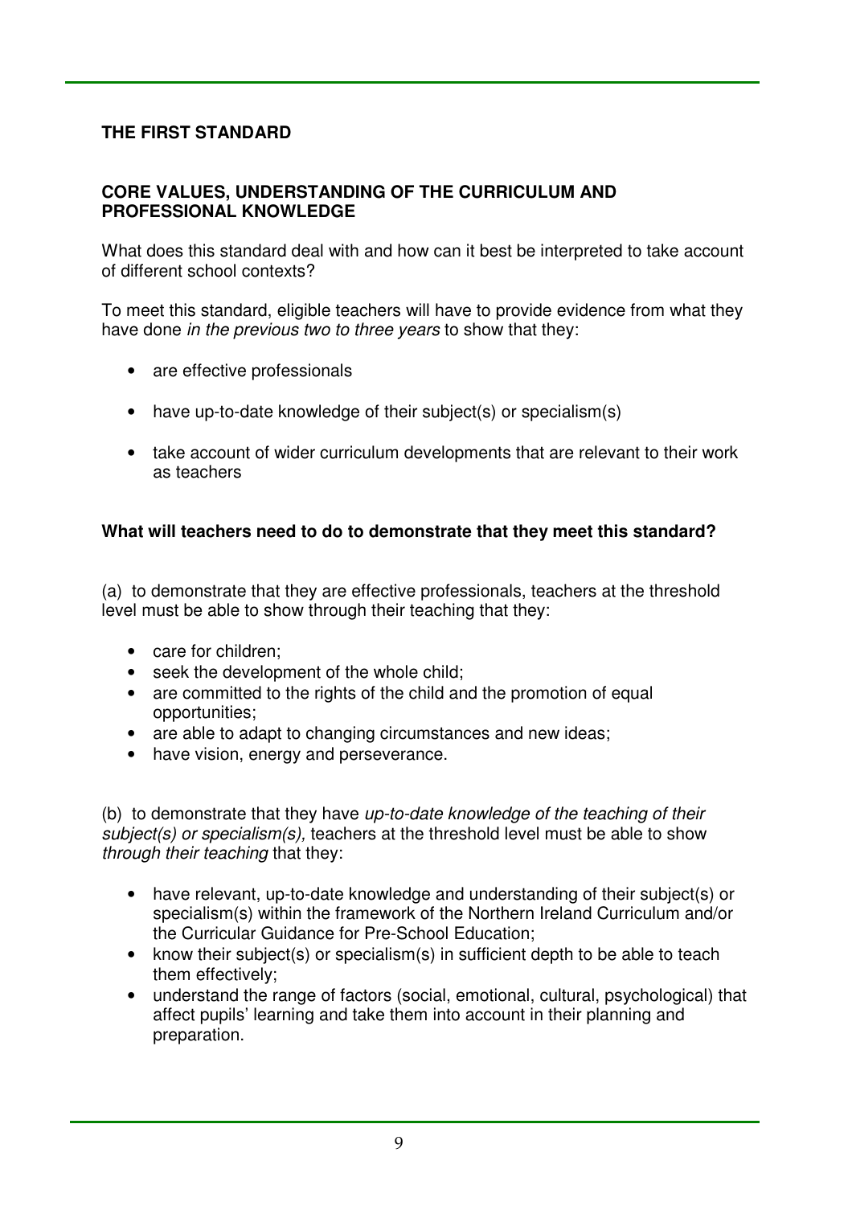## THE FIRST STANDARD

### CORE VALUES, UNDERSTANDING OF THE CURRICULUM AND PROFESSIONAL KNOWLEDGE

What does this standard deal with and how can it best be interpreted to take account of different school contexts?

To meet this standard, eligible teachers will have to provide evidence from what they have done *in the previous two to three years* to show that they:

- are effective professionals
- have up-to-date knowledge of their subject(s) or specialism(s)
- take account of wider curriculum developments that are relevant to their work as teachers

**What will teachers need to do to demonstrate that they meet this standard?**

(a) to demonstrate that they are effective professionals, teachers at the threshold level must be able to show through their teaching that they:

- care for children;
- seek the development of the whole child;
- are committed to the rights of the child and the promotion of equal opportunities;
- are able to adapt to changing circumstances and new ideas;
- have vision, energy and perseverance.

(b) to demonstrate that they have *up-to-date knowledge of the teaching of their subject(s) or specialism(s),* teachers at the threshold level must be able to show *through their teaching* that they:

- have relevant, up-to-date knowledge and understanding of their subject(s) or specialism(s) within the framework of the Northern Ireland Curriculum and/or the Curricular Guidance for Pre-School Education;
- know their subject(s) or specialism(s) in sufficient depth to be able to teach them effectively;
- understand the range of factors (social, emotional, cultural, psychological) that affect pupils' learning and take them into account in their planning and preparation.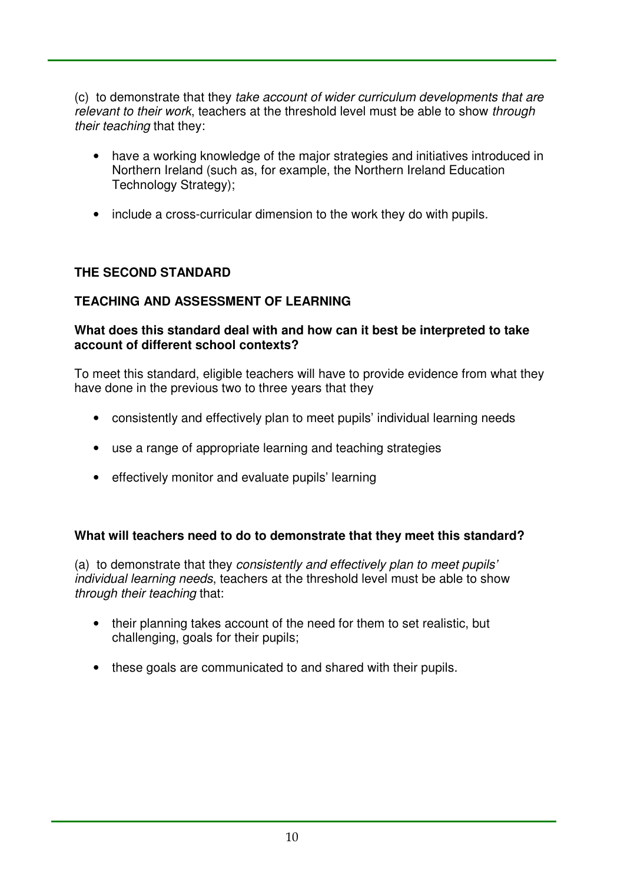(c) to demonstrate that they *take account of wider curriculum developments that are relevant to their work*, teachers at the threshold level must be able to show *through their teaching* that they:

- have a working knowledge of the major strategies and initiatives introduced in Northern Ireland (such as, for example, the Northern Ireland Education Technology Strategy);
- include a cross-curricular dimension to the work they do with pupils.

## THE SECOND STANDARD

## TEACHING AND ASSESSMENT OF LEARNING

**What does this standard deal with and how can it best be interpreted to take account of different school contexts?**

To meet this standard, eligible teachers will have to provide evidence from what they have done in the previous two to three years that they

- consistently and effectively plan to meet pupils' individual learning needs
- use a range of appropriate learning and teaching strategies
- effectively monitor and evaluate pupils' learning

**What will teachers need to do to demonstrate that they meet this standard?**

(a) to demonstrate that they *consistently and effectively plan to meet pupils' individual learning needs*, teachers at the threshold level must be able to show *through their teaching* that:

- their planning takes account of the need for them to set realistic, but challenging, goals for their pupils;
- these goals are communicated to and shared with their pupils.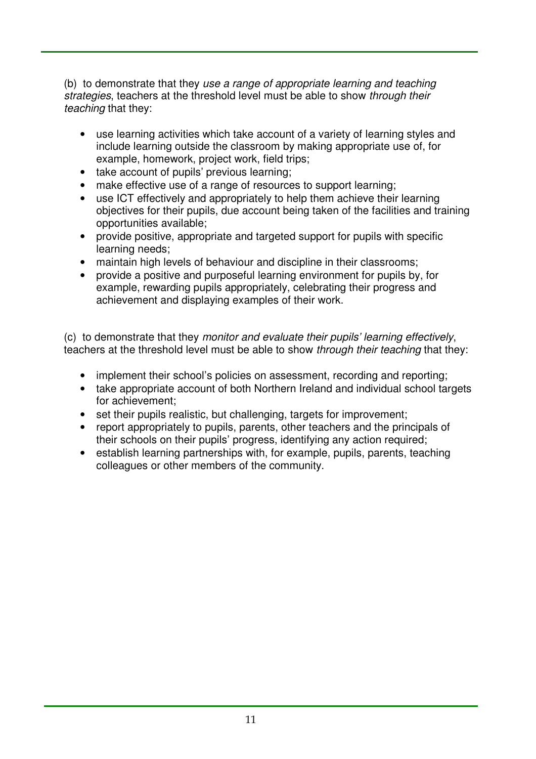(b) to demonstrate that they *use a range of appropriate learning and teaching strategies*, teachers at the threshold level must be able to show *through their teaching* that they:

- use learning activities which take account of a variety of learning styles and include learning outside the classroom by making appropriate use of, for example, homework, project work, field trips;
- take account of pupils' previous learning;
- make effective use of a range of resources to support learning;
- use ICT effectively and appropriately to help them achieve their learning objectives for their pupils, due account being taken of the facilities and training opportunities available;
- provide positive, appropriate and targeted support for pupils with specific learning needs;
- maintain high levels of behaviour and discipline in their classrooms;
- provide a positive and purposeful learning environment for pupils by, for example, rewarding pupils appropriately, celebrating their progress and achievement and displaying examples of their work.

(c) to demonstrate that they *monitor and evaluate their pupils' learning effectively*, teachers at the threshold level must be able to show *through their teaching* that they:

- implement their school's policies on assessment, recording and reporting;
- take appropriate account of both Northern Ireland and individual school targets for achievement;
- set their pupils realistic, but challenging, targets for improvement;
- report appropriately to pupils, parents, other teachers and the principals of their schools on their pupils' progress, identifying any action required;
- establish learning partnerships with, for example, pupils, parents, teaching colleagues or other members of the community.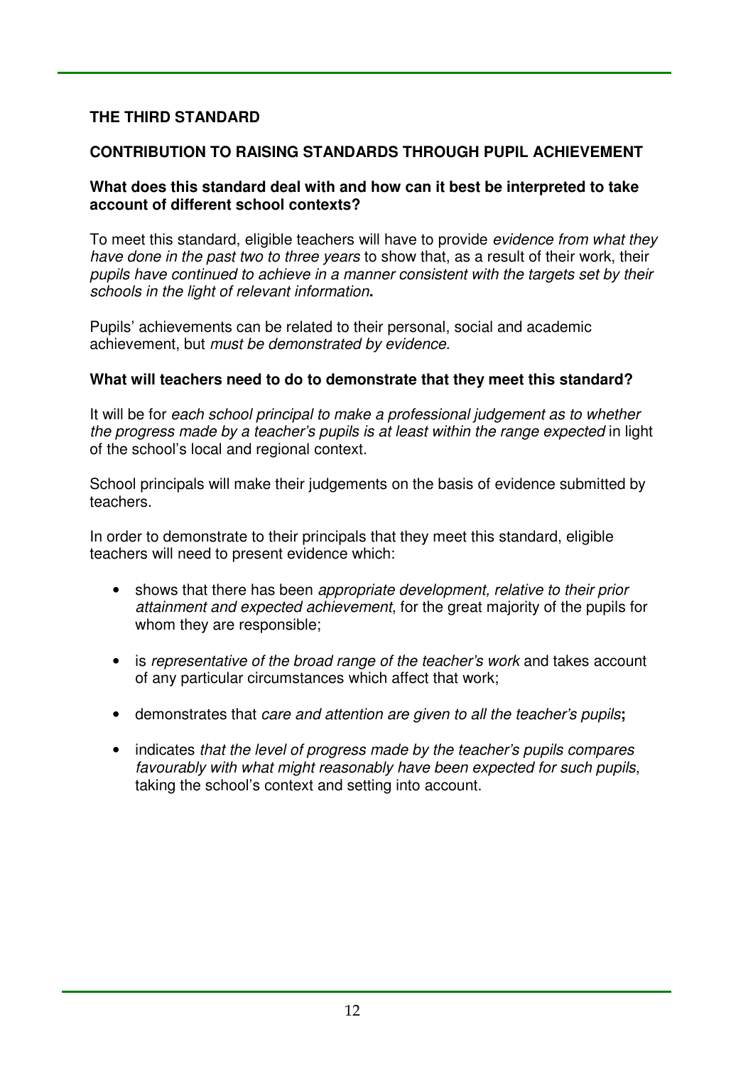## THE THIRD STANDARD

## CONTRIBUTION TO RAISING STANDARDS THROUGH PUPIL ACHIEVEMENT

### What does this standard deal with and how can it best be interpreted to take account of different school contexts?

To meet this standard, eligible teachers will have to provide *evidence from what they have done in the past two to three years* to show that, as a result of their work, their *pupils have continued to achieve in a manner consistent with the targets set by their schools in the light of relevant information***.**

Pupils' achievements can be related to their personal, social and academic achievement, but *must be demonstrated by evidence*.

### What will teachers need to do to demonstrate that they meet this standard?

It will be for *each school principal to make a professional judgement as to whether the progress made by a teacher's pupils is at least within the range expected* in light of the school's local and regional context.

School principals will make their judgements on the basis of evidence submitted by teachers.

In order to demonstrate to their principals that they meet this standard, eligible teachers will need to present evidence which:

- shows that there has been *appropriate development, relative to their prior attainment and expected achievement*, for the great majority of the pupils for whom they are responsible;
- is *representative of the broad range of the teacher's work* and takes account of any particular circumstances which affect that work;
- demonstrates that *care and attention are given to all the teacher's pupils***;**
- indicates *that the level of progress made by the teacher's pupils compares favourably with what might reasonably have been expected for such pupils*, taking the school's context and setting into account.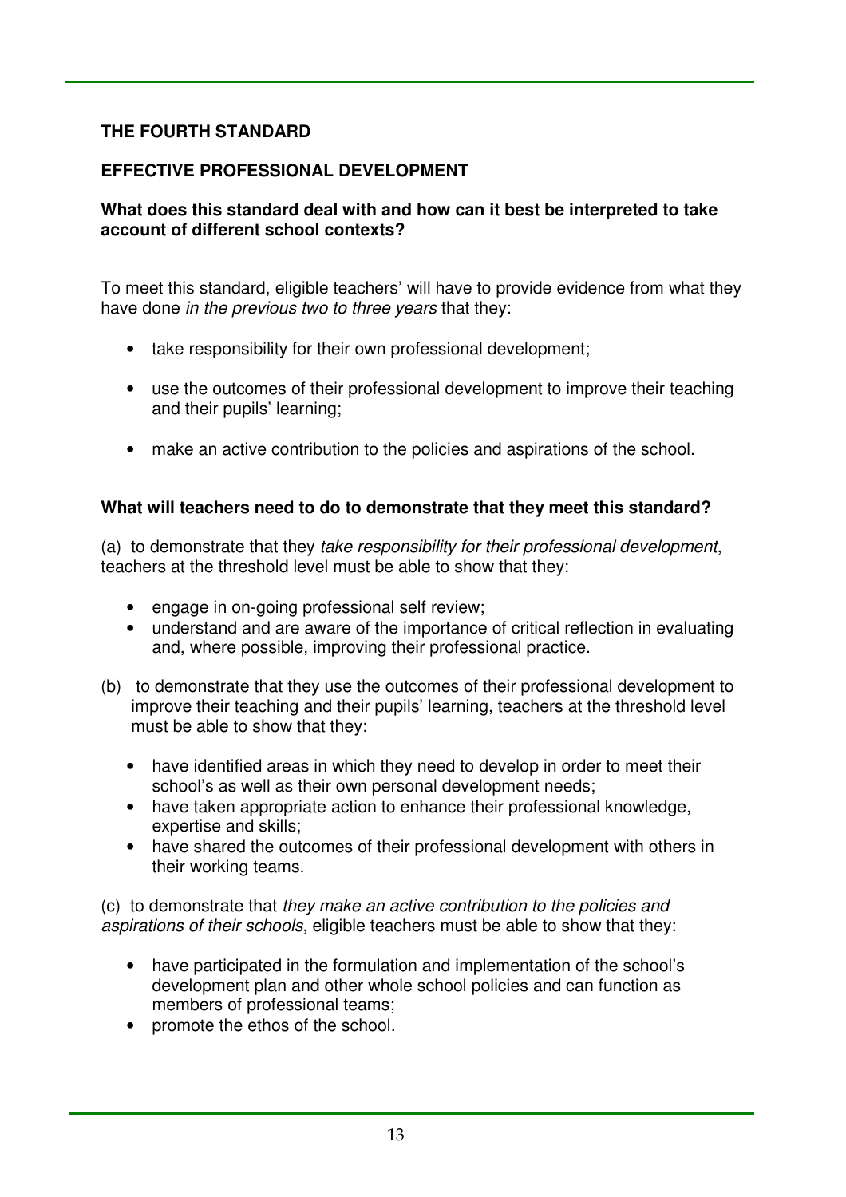## THE FOURTH STANDARD

## EFFECTIVE PROFESSIONAL DEVELOPMENT

### What does this standard deal with and how can it best be interpreted to take account of different school contexts?

To meet this standard, eligible teachers' will have to provide evidence from what they have done *in the previous two to three years* that they:

- take responsibility for their own professional development;
- use the outcomes of their professional development to improve their teaching and their pupils' learning;
- make an active contribution to the policies and aspirations of the school.

### What will teachers need to do to demonstrate that they meet this standard?

(a) to demonstrate that they *take responsibility for their professional development*, teachers at the threshold level must be able to show that they:

- engage in on-going professional self review;
- understand and are aware of the importance of critical reflection in evaluating and, where possible, improving their professional practice.

(b) to demonstrate that they use the outcomes of their professional development to improve their teaching and their pupils' learning, teachers at the threshold level must be able to show that they:

- have identified areas in which they need to develop in order to meet their school's as well as their own personal development needs;
- have taken appropriate action to enhance their professional knowledge, expertise and skills;
- have shared the outcomes of their professional development with others in their working teams.

(c) to demonstrate that *they make an active contribution to the policies and aspirations of their schools*, eligible teachers must be able to show that they:

- have participated in the formulation and implementation of the school's development plan and other whole school policies and can function as members of professional teams;
- promote the ethos of the school.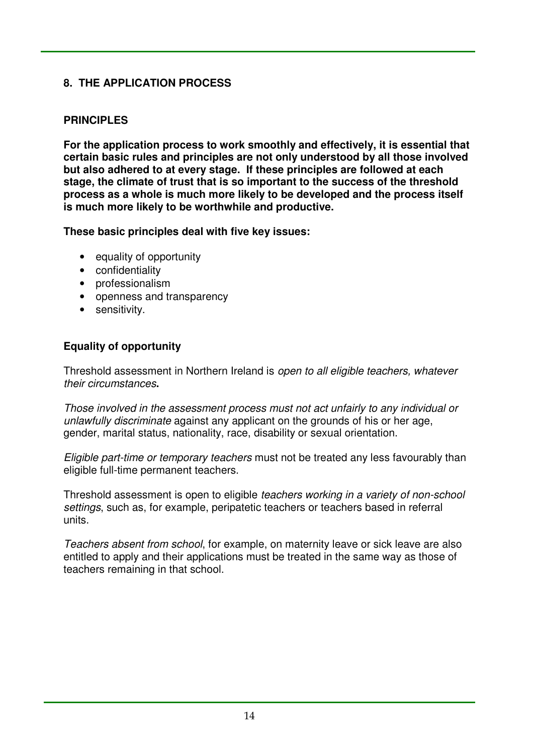## 8. THE APPLICATION PROCESS

### PRINCIPLES

**For the application process to work smoothly and effectively, it is essential that certain basic rules and principles are not only understood by all those involved but also adhered to at every stage. If these principles are followed at each stage, the climate of trust that is so important to the success of the threshold process as a whole is much more likely to be developed and the process itself is much more likely to be worthwhile and productive.**

**These basic principles deal with five key issues:**

- equality of opportunity
- confidentiality
- professionalism
- openness and transparency
- sensitivity.

### Equality of opportunity

Threshold assessment in Northern Ireland is *open to all eligible teachers, whatever their circumstances***.**

*Those involved in the assessment process must not act unfairly to any individual or unlawfully discriminate* against any applicant on the grounds of his or her age, gender, marital status, nationality, race, disability or sexual orientation.

*Eligible part-time or temporary teachers* must not be treated any less favourably than eligible full-time permanent teachers.

Threshold assessment is open to eligible *teachers working in a variety of non-school settings*, such as, for example, peripatetic teachers or teachers based in referral units.

*Teachers absent from school*, for example, on maternity leave or sick leave are also entitled to apply and their applications must be treated in the same way as those of teachers remaining in that school.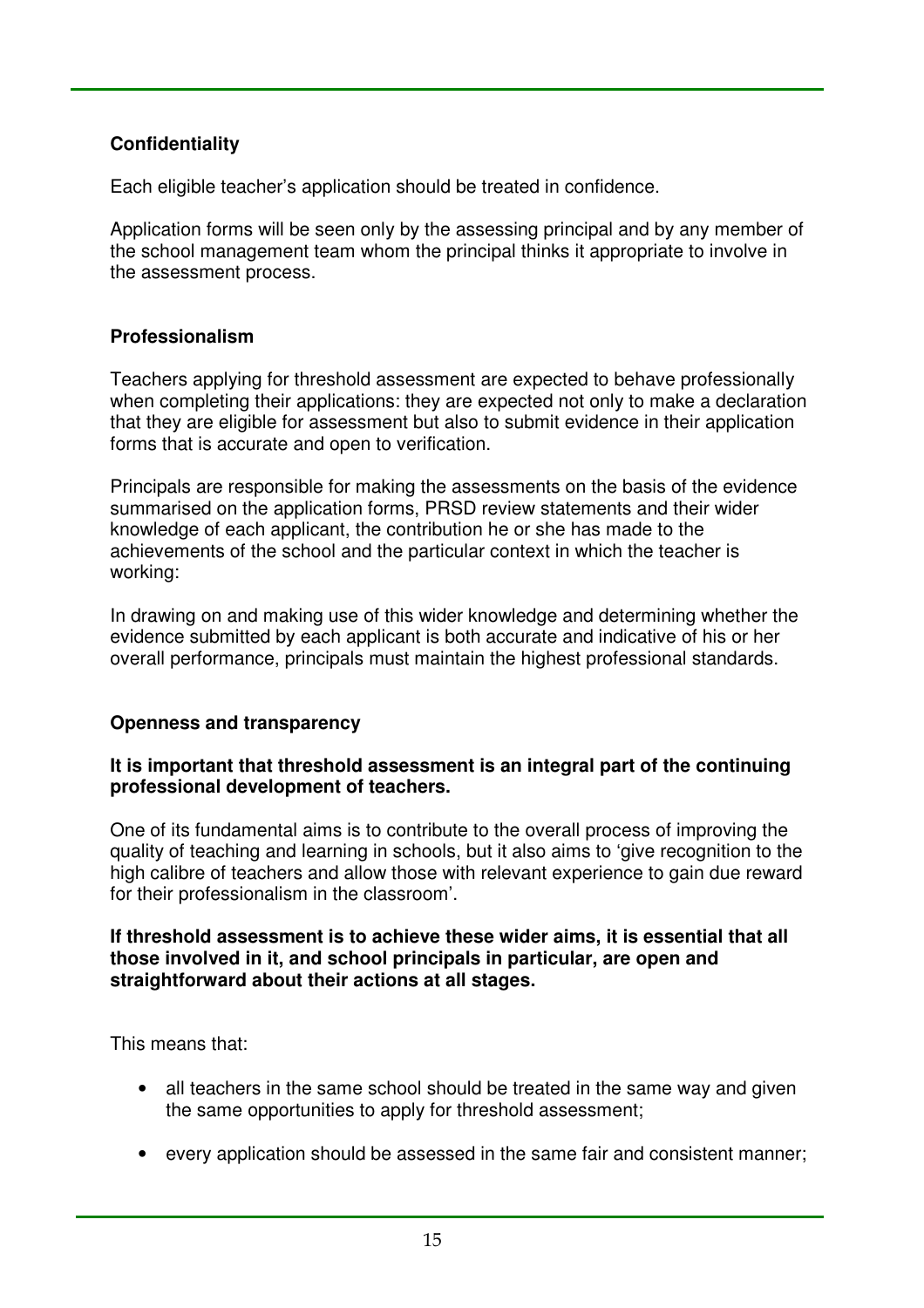**Confidentiality**

Each eligible teacher's application should be treated in confidence.

Application forms will be seen only by the assessing principal and by any member of the school management team whom the principal thinks it appropriate to involve in the assessment process.

**Professionalism**

Teachers applying for threshold assessment are expected to behave professionally when completing their applications: they are expected not only to make a declaration that they are eligible for assessment but also to submit evidence in their application forms that is accurate and open to verification.

Principals are responsible for making the assessments on the basis of the evidence summarised on the application forms, PRSD review statements and their wider knowledge of each applicant, the contribution he or she has made to the achievements of the school and the particular context in which the teacher is working:

In drawing on and making use of this wider knowledge and determining whether the evidence submitted by each applicant is both accurate and indicative of his or her overall performance, principals must maintain the highest professional standards.

**Openness and transparency**

**It is important that threshold assessment is an integral part of the continuing professional development of teachers.**

One of its fundamental aims is to contribute to the overall process of improving the quality of teaching and learning in schools, but it also aims to 'give recognition to the high calibre of teachers and allow those with relevant experience to gain due reward for their professionalism in the classroom'.

**If threshold assessment is to achieve these wider aims, it is essential that all those involved in it, and school principals in particular, are open and straightforward about their actions at all stages.**

This means that:

- all teachers in the same school should be treated in the same way and given the same opportunities to apply for threshold assessment;
- every application should be assessed in the same fair and consistent manner;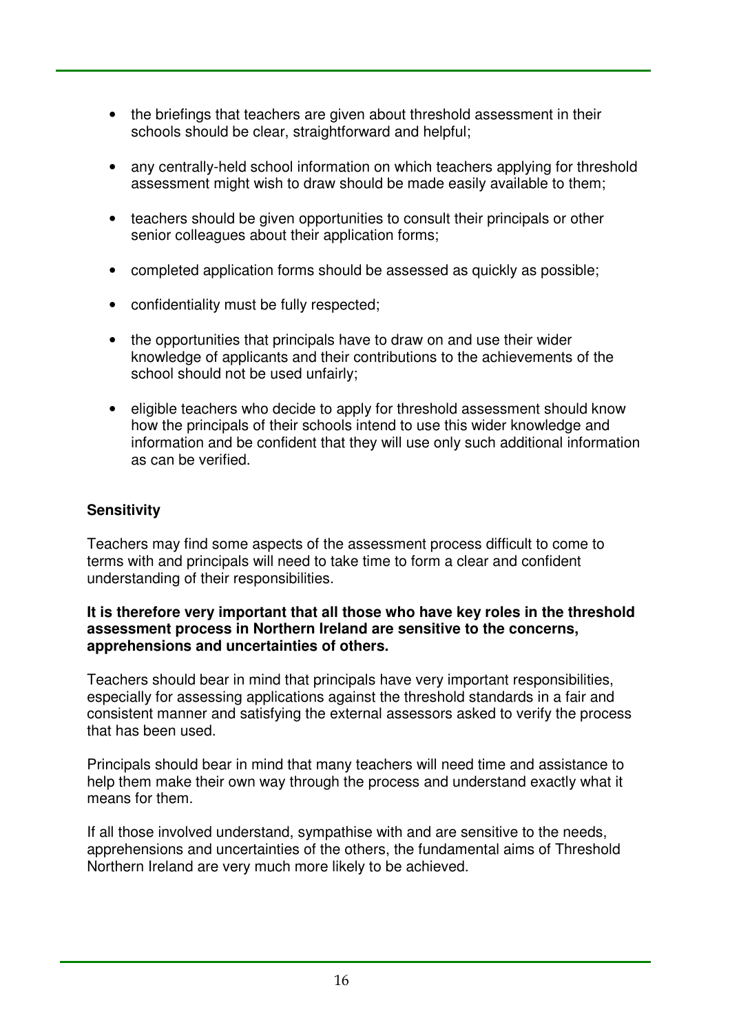- the briefings that teachers are given about threshold assessment in their schools should be clear, straightforward and helpful;

- any centrally-held school information on which teachers applying for threshold assessment might wish to draw should be made easily available to them;

- teachers should be given opportunities to consult their principals or other senior colleagues about their application forms;

- completed application forms should be assessed as quickly as possible;

- confidentiality must be fully respected;

- the opportunities that principals have to draw on and use their wider knowledge of applicants and their contributions to the achievements of the school should not be used unfairly;

- eligible teachers who decide to apply for threshold assessment should know how the principals of their schools intend to use this wider knowledge and information and be confident that they will use only such additional information as can be verified.

**Sensitivity**

Teachers may find some aspects of the assessment process difficult to come to terms with and principals will need to take time to form a clear and confident understanding of their responsibilities.

**It is therefore very important that all those who have key roles in the threshold assessment process in Northern Ireland are sensitive to the concerns, apprehensions and uncertainties of others.**

Teachers should bear in mind that principals have very important responsibilities, especially for assessing applications against the threshold standards in a fair and consistent manner and satisfying the external assessors asked to verify the process that has been used.

Principals should bear in mind that many teachers will need time and assistance to help them make their own way through the process and understand exactly what it means for them.

If all those involved understand, sympathise with and are sensitive to the needs, apprehensions and uncertainties of the others, the fundamental aims of Threshold Northern Ireland are very much more likely to be achieved.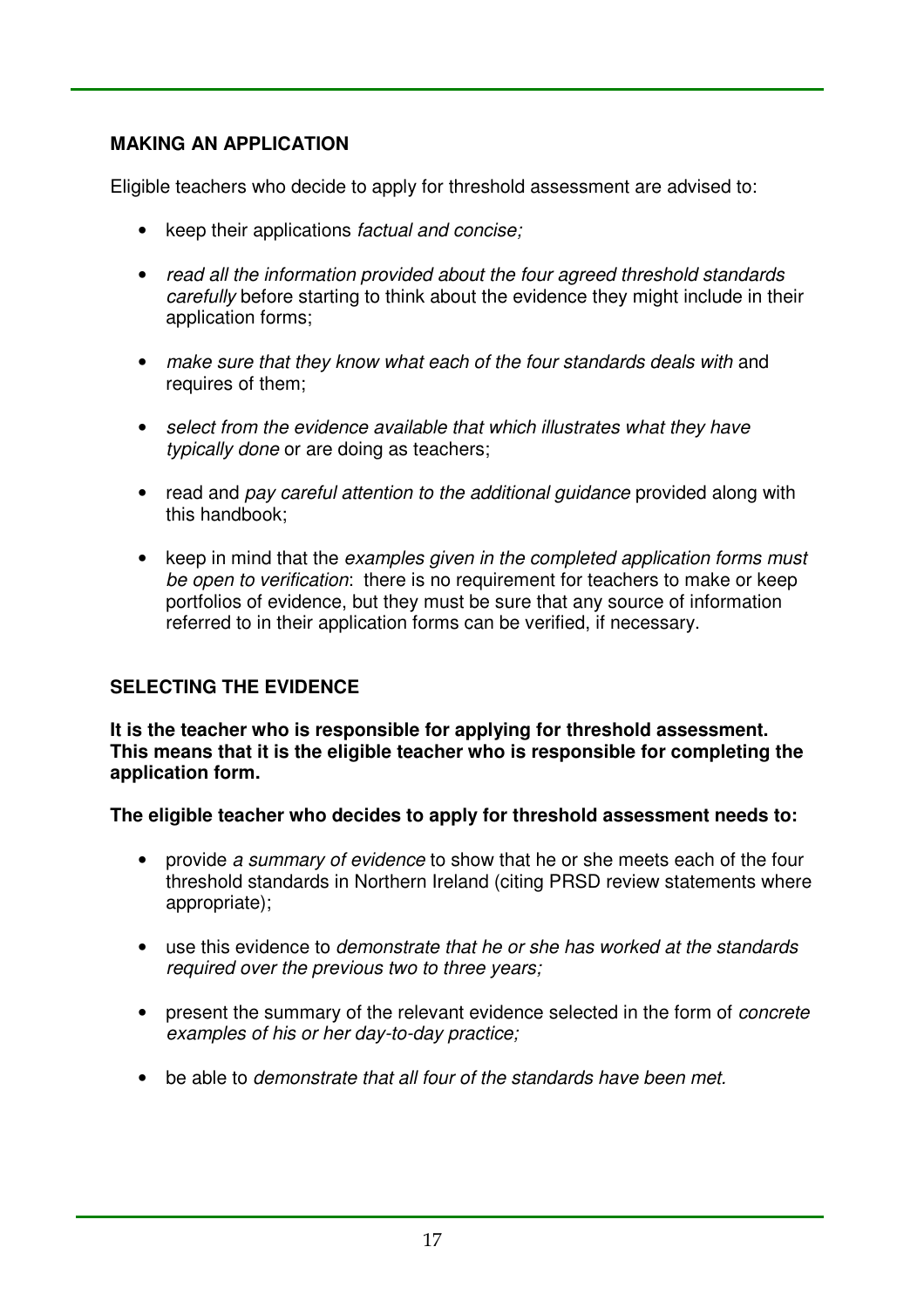## MAKING AN APPLICATION

Eligible teachers who decide to apply for threshold assessment are advised to:

- keep their applications *factual and concise;*
- *read all the information provided about the four agreed threshold standards carefully* before starting to think about the evidence they might include in their application forms;
- *make sure that they know what each of the four standards deals with* and requires of them;
- *select from the evidence available that which illustrates what they have typically done* or are doing as teachers;
- read and *pay careful attention to the additional guidance* provided along with this handbook;
- keep in mind that the *examples given in the completed application forms must be open to verification*: there is no requirement for teachers to make or keep portfolios of evidence, but they must be sure that any source of information referred to in their application forms can be verified, if necessary.

## SELECTING THE EVIDENCE

**It is the teacher who is responsible for applying for threshold assessment. This means that it is the eligible teacher who is responsible for completing the application form.**

**The eligible teacher who decides to apply for threshold assessment needs to:**

- provide *a summary of evidence* to show that he or she meets each of the four threshold standards in Northern Ireland (citing PRSD review statements where appropriate);
- use this evidence to *demonstrate that he or she has worked at the standards required over the previous two to three years;*
- present the summary of the relevant evidence selected in the form of *concrete examples of his or her day-to-day practice;*
- be able to *demonstrate that all four of the standards have been met.*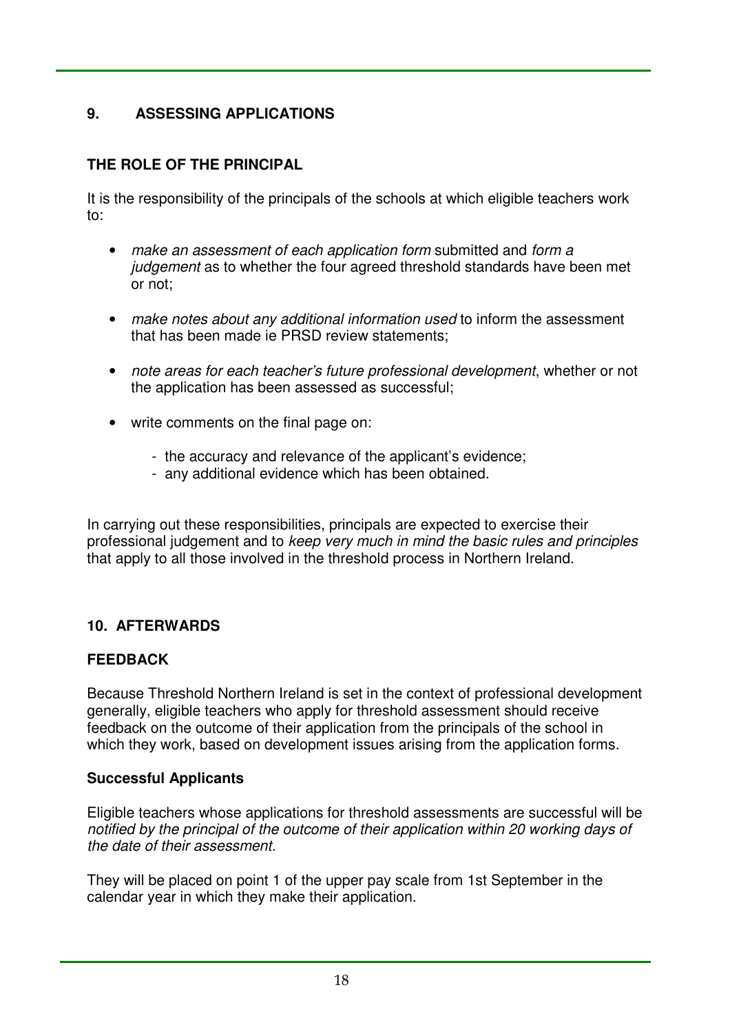## 9. ASSESSING APPLICATIONS

### THE ROLE OF THE PRINCIPAL

It is the responsibility of the principals of the schools at which eligible teachers work to:

- *make an assessment of each application form* submitted and *form a judgement* as to whether the four agreed threshold standards have been met or not;
- *make notes about any additional information used* to inform the assessment that has been made ie PRSD review statements;
- *note areas for each teacher's future professional development*, whether or not the application has been assessed as successful;
- write comments on the final page on:
    - the accuracy and relevance of the applicant's evidence;
    - any additional evidence which has been obtained.

In carrying out these responsibilities, principals are expected to exercise their professional judgement and to *keep very much in mind the basic rules and principles* that apply to all those involved in the threshold process in Northern Ireland.

## 10. AFTERWARDS

### FEEDBACK

Because Threshold Northern Ireland is set in the context of professional development generally, eligible teachers who apply for threshold assessment should receive feedback on the outcome of their application from the principals of the school in which they work, based on development issues arising from the application forms.

### Successful Applicants

Eligible teachers whose applications for threshold assessments are successful will be *notified by the principal of the outcome of their application within 20 working days of the date of their assessment.*

They will be placed on point 1 of the upper pay scale from 1st September in the calendar year in which they make their application.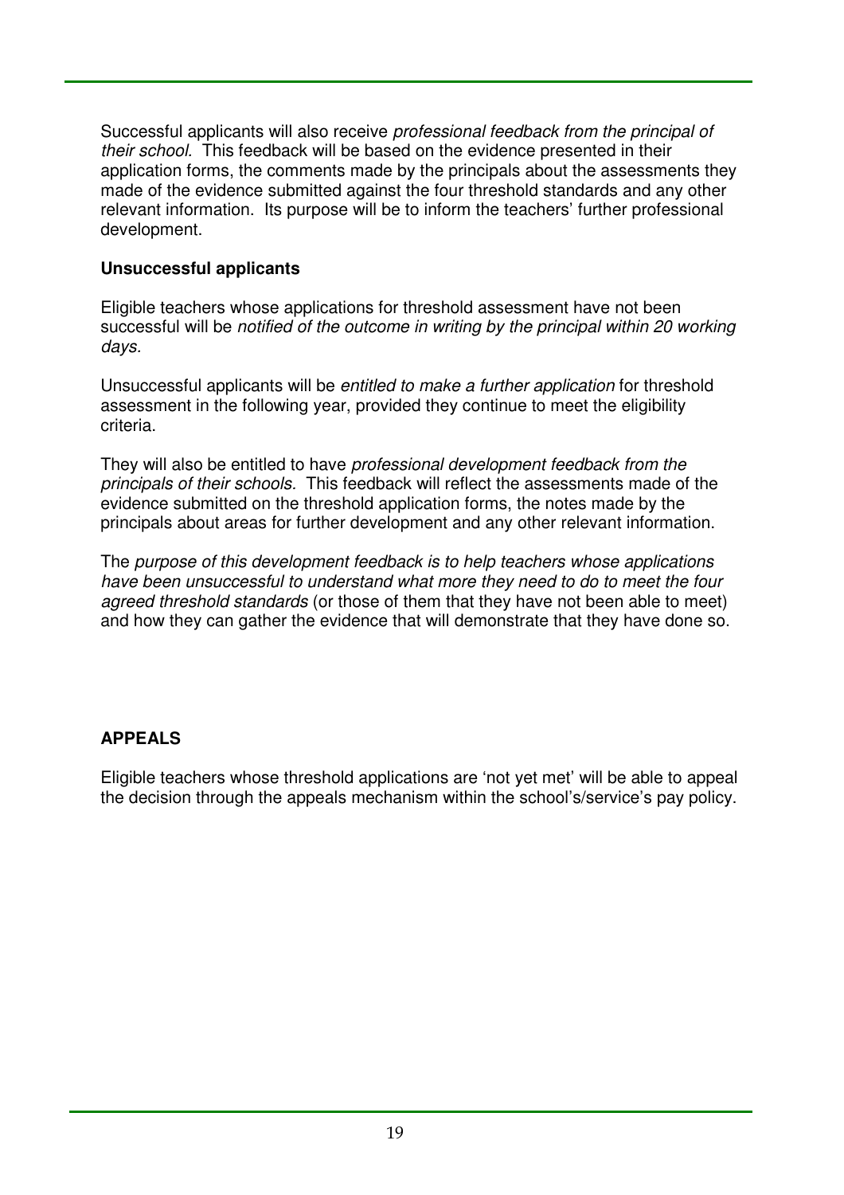Successful applicants will also receive *professional feedback from the principal of their school*. This feedback will be based on the evidence presented in their application forms, the comments made by the principals about the assessments they made of the evidence submitted against the four threshold standards and any other relevant information. Its purpose will be to inform the teachers' further professional development.

**Unsuccessful applicants**

Eligible teachers whose applications for threshold assessment have not been successful will be *notified of the outcome in writing by the principal within 20 working days*.

Unsuccessful applicants will be *entitled to make a further application* for threshold assessment in the following year, provided they continue to meet the eligibility criteria.

They will also be entitled to have *professional development feedback from the principals of their schools.* This feedback will reflect the assessments made of the evidence submitted on the threshold application forms, the notes made by the principals about areas for further development and any other relevant information.

The *purpose of this development feedback is to help teachers whose applications have been unsuccessful to understand what more they need to do to meet the four agreed threshold standards* (or those of them that they have not been able to meet) and how they can gather the evidence that will demonstrate that they have done so.

## APPEALS

Eligible teachers whose threshold applications are 'not yet met' will be able to appeal the decision through the appeals mechanism within the school's/service's pay policy.